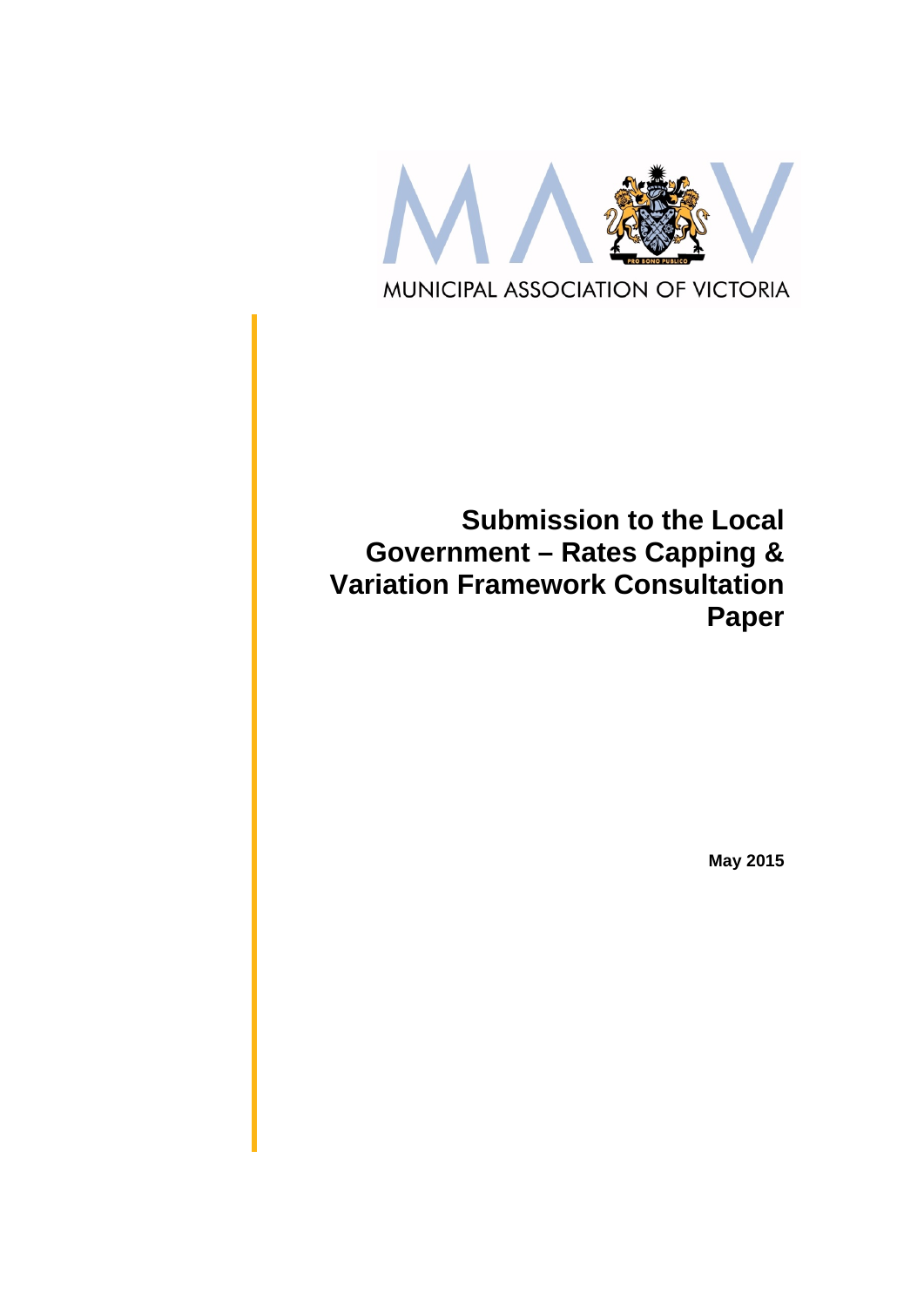MUNICIPAL ASSOCIATION OF VICTORIA

# Submission to the Local Government – Rates Capping & Variation Framework Consultation Paper

**May 2015**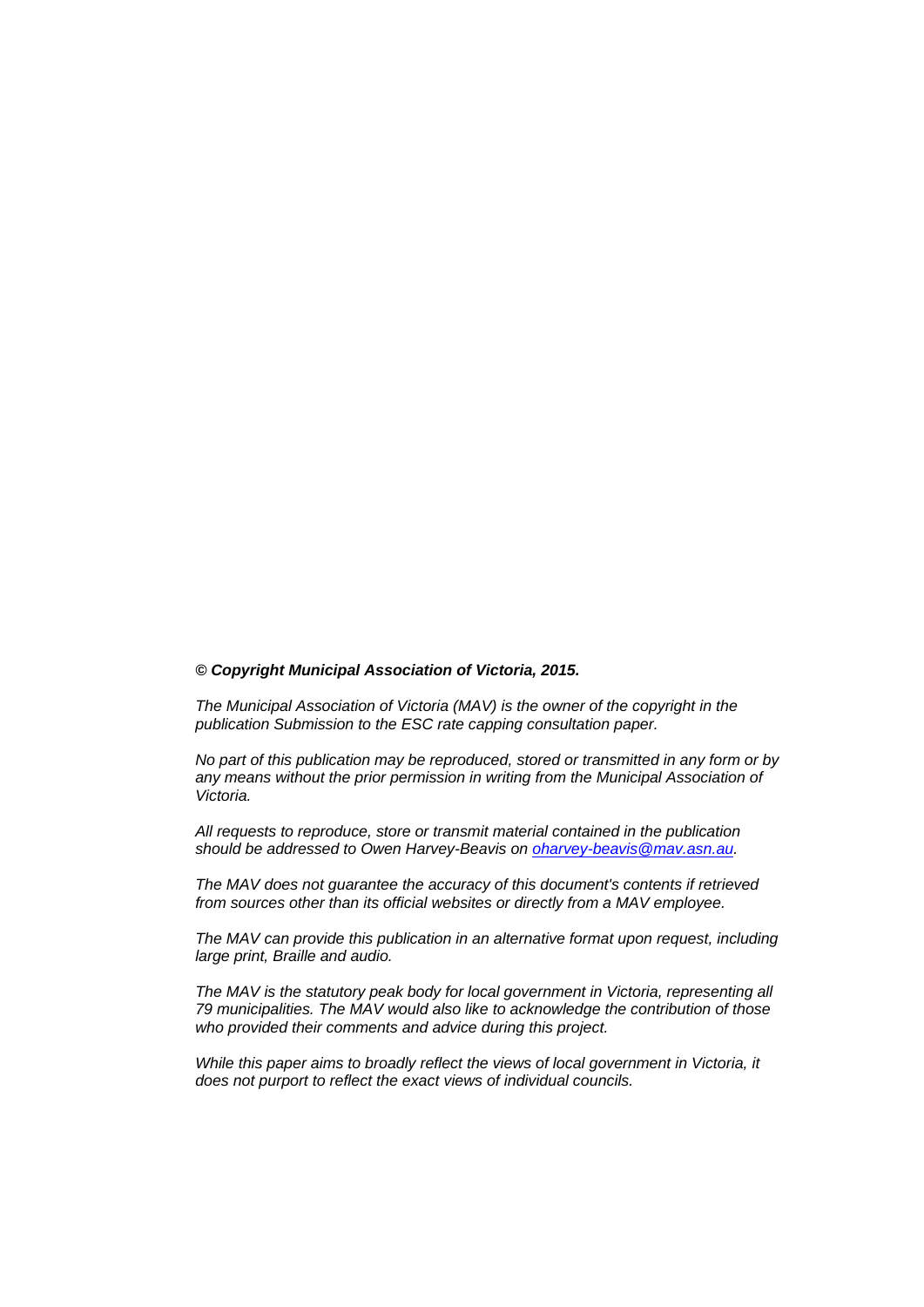***© Copyright Municipal Association of Victoria, 2015.***

*The Municipal Association of Victoria (MAV) is the owner of the copyright in the publication Submission to the ESC rate capping consultation paper.*

*No part of this publication may be reproduced, stored or transmitted in any form or by any means without the prior permission in writing from the Municipal Association of Victoria.*

*All requests to reproduce, store or transmit material contained in the publication should be addressed to Owen Harvey-Beavis on oharvey-beavis@mav.asn.au.*

*The MAV does not guarantee the accuracy of this document's contents if retrieved from sources other than its official websites or directly from a MAV employee.*

*The MAV can provide this publication in an alternative format upon request, including large print, Braille and audio.*

*The MAV is the statutory peak body for local government in Victoria, representing all 79 municipalities. The MAV would also like to acknowledge the contribution of those who provided their comments and advice during this project.*

*While this paper aims to broadly reflect the views of local government in Victoria, it does not purport to reflect the exact views of individual councils.*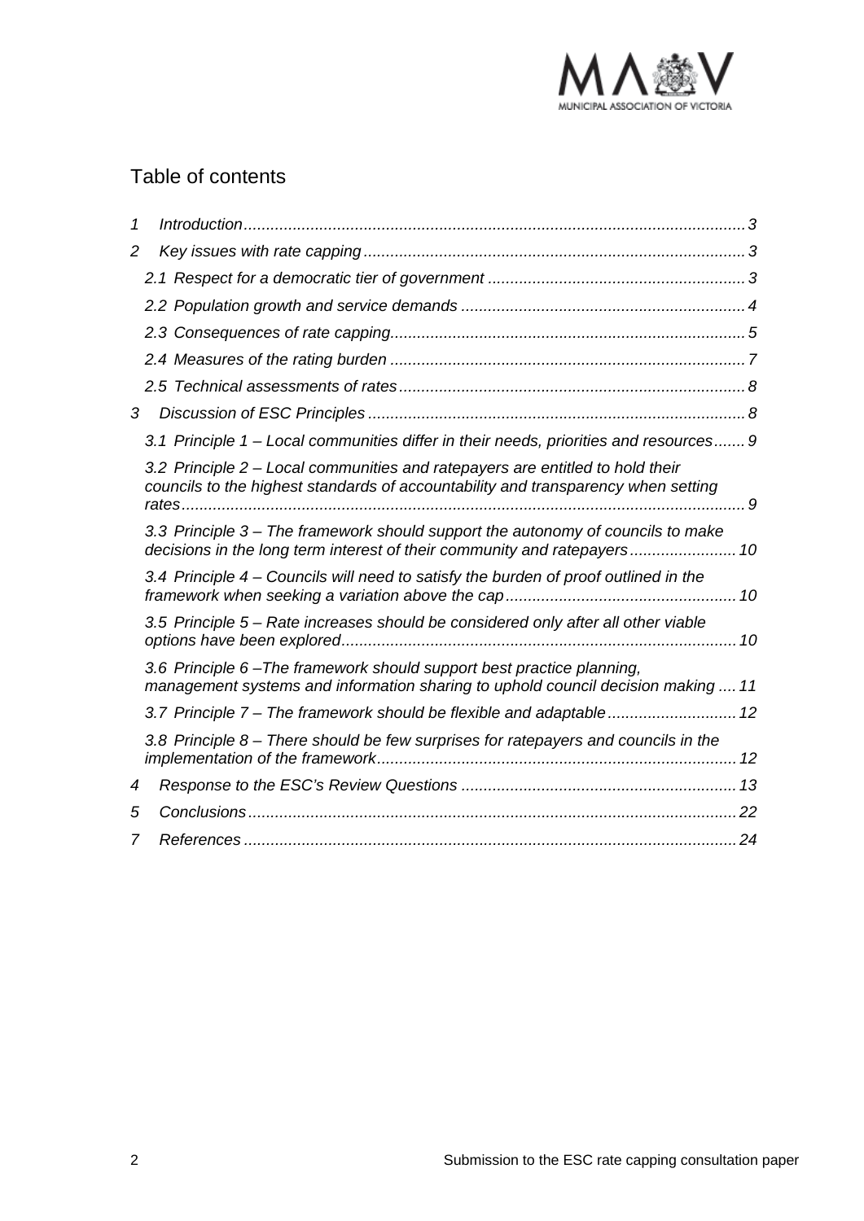## Table of contents

1 Introduction ........................................................................................................ 3

2 Key issues with rate capping ............................................................................. 3

2.1 Respect for a democratic tier of government ................................................. 3

2.2 Population growth and service demands ....................................................... 4

2.3 Consequences of rate capping........................................................................ 5

2.4 Measures of the rating burden ........................................................................ 7

2.5 Technical assessments of rates ...................................................................... 8

3 Discussion of ESC Principles ............................................................................. 8

3.1 Principle 1 – Local communities differ in their needs, priorities and resources....... 9

3.2 Principle 2 – Local communities and ratepayers are entitled to hold their councils to the highest standards of accountability and transparency when setting rates............................................................................................................................ 9

3.3 Principle 3 – The framework should support the autonomy of councils to make decisions in the long term interest of their community and ratepayers........................ 10

3.4 Principle 4 – Councils will need to satisfy the burden of proof outlined in the framework when seeking a variation above the cap.................................................... 10

3.5 Principle 5 – Rate increases should be considered only after all other viable options have been explored......................................................................................... 10

3.6 Principle 6 –The framework should support best practice planning, management systems and information sharing to uphold council decision making .... 11

3.7 Principle 7 – The framework should be flexible and adaptable............................. 12

3.8 Principle 8 – There should be few surprises for ratepayers and councils in the implementation of the framework................................................................................. 12

4 Response to the ESC's Review Questions .............................................................. 13

5 Conclusions ............................................................................................................. 22

7 References ................................................................................................................ 24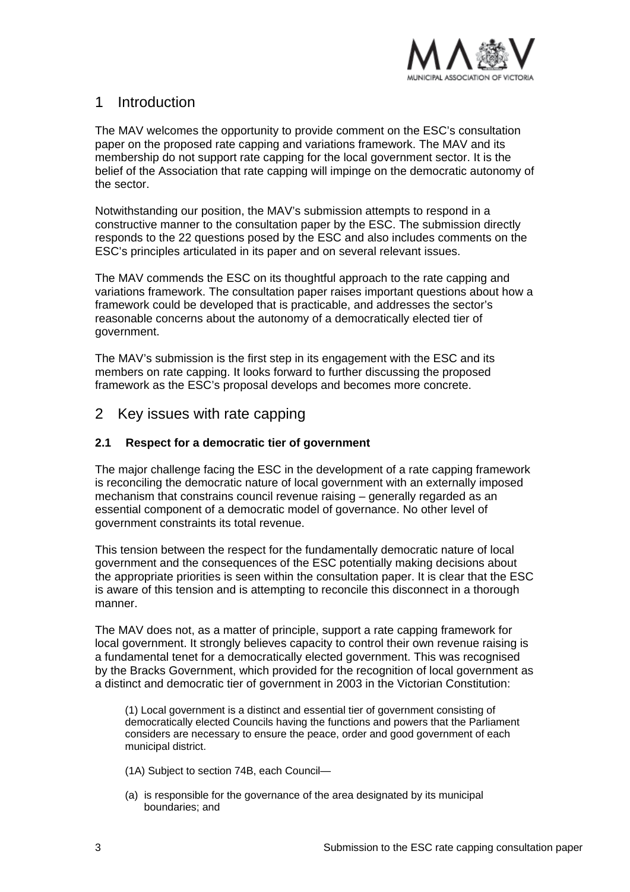# 1 Introduction

The MAV welcomes the opportunity to provide comment on the ESC's consultation paper on the proposed rate capping and variations framework. The MAV and its membership do not support rate capping for the local government sector. It is the belief of the Association that rate capping will impinge on the democratic autonomy of the sector.

Notwithstanding our position, the MAV's submission attempts to respond in a constructive manner to the consultation paper by the ESC. The submission directly responds to the 22 questions posed by the ESC and also includes comments on the ESC's principles articulated in its paper and on several relevant issues.

The MAV commends the ESC on its thoughtful approach to the rate capping and variations framework. The consultation paper raises important questions about how a framework could be developed that is practicable, and addresses the sector's reasonable concerns about the autonomy of a democratically elected tier of government.

The MAV's submission is the first step in its engagement with the ESC and its members on rate capping. It looks forward to further discussing the proposed framework as the ESC's proposal develops and becomes more concrete.

# 2 Key issues with rate capping

### 2.1 Respect for a democratic tier of government

The major challenge facing the ESC in the development of a rate capping framework is reconciling the democratic nature of local government with an externally imposed mechanism that constrains council revenue raising – generally regarded as an essential component of a democratic model of governance. No other level of government constraints its total revenue.

This tension between the respect for the fundamentally democratic nature of local government and the consequences of the ESC potentially making decisions about the appropriate priorities is seen within the consultation paper. It is clear that the ESC is aware of this tension and is attempting to reconcile this disconnect in a thorough manner.

The MAV does not, as a matter of principle, support a rate capping framework for local government. It strongly believes capacity to control their own revenue raising is a fundamental tenet for a democratically elected government. This was recognised by the Bracks Government, which provided for the recognition of local government as a distinct and democratic tier of government in 2003 in the Victorian Constitution:

> (1) Local government is a distinct and essential tier of government consisting of democratically elected Councils having the functions and powers that the Parliament considers are necessary to ensure the peace, order and good government of each municipal district.
>
> (1A) Subject to section 74B, each Council—
>
> (a) is responsible for the governance of the area designated by its municipal boundaries; and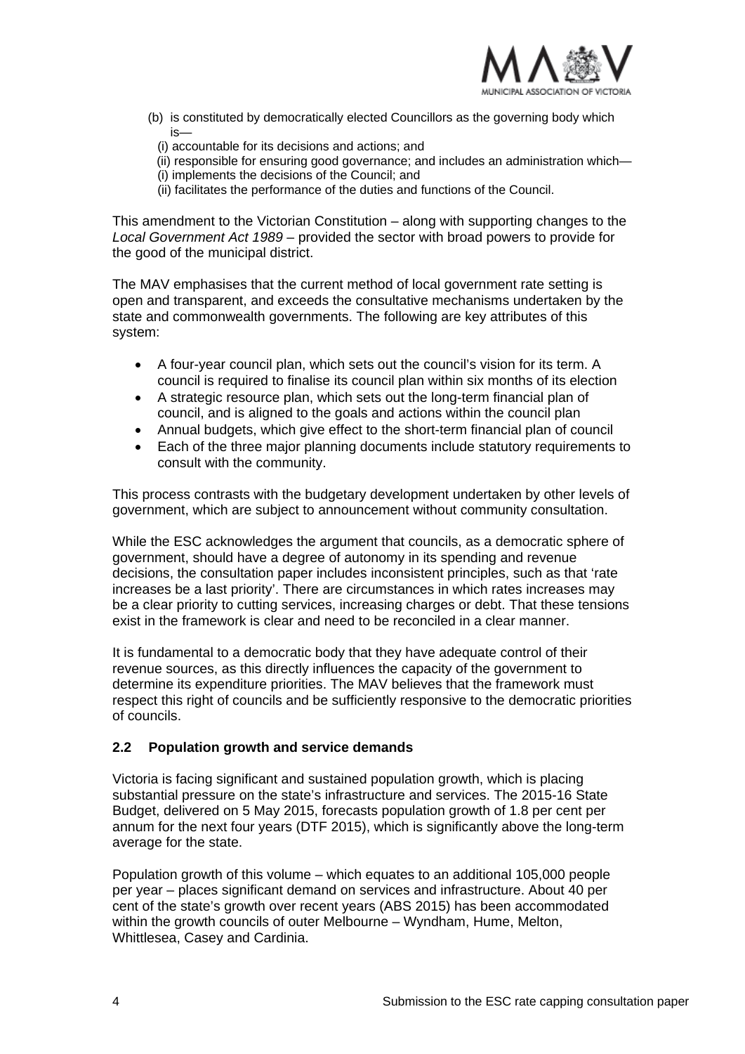(b) is constituted by democratically elected Councillors as the governing body which is—

(i) accountable for its decisions and actions; and

(ii) responsible for ensuring good governance; and includes an administration which—

(i) implements the decisions of the Council; and

(ii) facilitates the performance of the duties and functions of the Council.

This amendment to the Victorian Constitution – along with supporting changes to the *Local Government Act 1989* – provided the sector with broad powers to provide for the good of the municipal district.

The MAV emphasises that the current method of local government rate setting is open and transparent, and exceeds the consultative mechanisms undertaken by the state and commonwealth governments. The following are key attributes of this system:

- A four-year council plan, which sets out the council's vision for its term. A council is required to finalise its council plan within six months of its election
- A strategic resource plan, which sets out the long-term financial plan of council, and is aligned to the goals and actions within the council plan
- Annual budgets, which give effect to the short-term financial plan of council
- Each of the three major planning documents include statutory requirements to consult with the community.

This process contrasts with the budgetary development undertaken by other levels of government, which are subject to announcement without community consultation.

While the ESC acknowledges the argument that councils, as a democratic sphere of government, should have a degree of autonomy in its spending and revenue decisions, the consultation paper includes inconsistent principles, such as that 'rate increases be a last priority'. There are circumstances in which rates increases may be a clear priority to cutting services, increasing charges or debt. That these tensions exist in the framework is clear and need to be reconciled in a clear manner.

It is fundamental to a democratic body that they have adequate control of their revenue sources, as this directly influences the capacity of the government to determine its expenditure priorities. The MAV believes that the framework must respect this right of councils and be sufficiently responsive to the democratic priorities of councils.

### 2.2 Population growth and service demands

Victoria is facing significant and sustained population growth, which is placing substantial pressure on the state's infrastructure and services. The 2015-16 State Budget, delivered on 5 May 2015, forecasts population growth of 1.8 per cent per annum for the next four years (DTF 2015), which is significantly above the long-term average for the state.

Population growth of this volume – which equates to an additional 105,000 people per year – places significant demand on services and infrastructure. About 40 per cent of the state's growth over recent years (ABS 2015) has been accommodated within the growth councils of outer Melbourne – Wyndham, Hume, Melton, Whittlesea, Casey and Cardinia.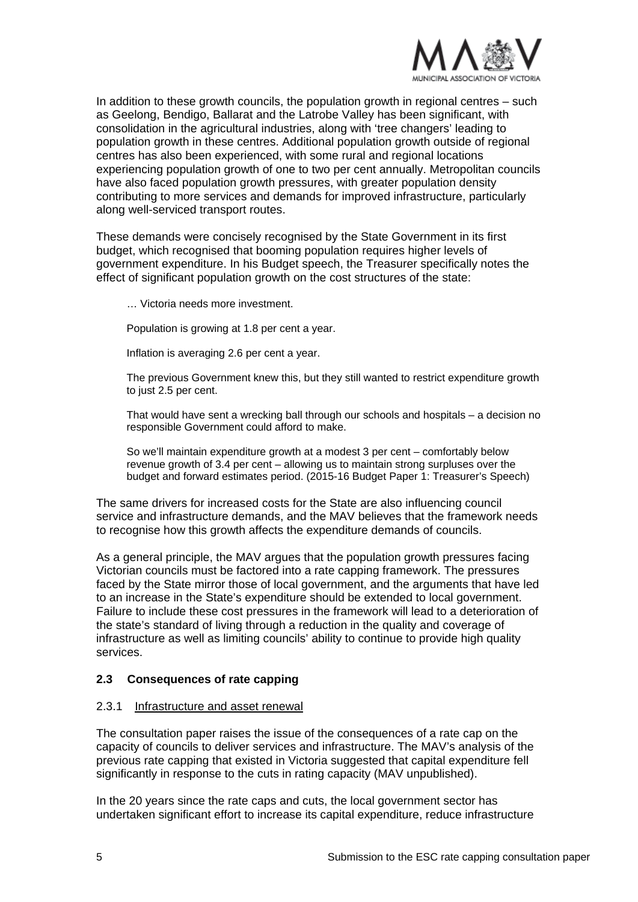In addition to these growth councils, the population growth in regional centres – such as Geelong, Bendigo, Ballarat and the Latrobe Valley has been significant, with consolidation in the agricultural industries, along with 'tree changers' leading to population growth in these centres. Additional population growth outside of regional centres has also been experienced, with some rural and regional locations experiencing population growth of one to two per cent annually. Metropolitan councils have also faced population growth pressures, with greater population density contributing to more services and demands for improved infrastructure, particularly along well-serviced transport routes.

These demands were concisely recognised by the State Government in its first budget, which recognised that booming population requires higher levels of government expenditure. In his Budget speech, the Treasurer specifically notes the effect of significant population growth on the cost structures of the state:

> … Victoria needs more investment.
>
> Population is growing at 1.8 per cent a year.
>
> Inflation is averaging 2.6 per cent a year.
>
> The previous Government knew this, but they still wanted to restrict expenditure growth to just 2.5 per cent.
>
> That would have sent a wrecking ball through our schools and hospitals – a decision no responsible Government could afford to make.
>
> So we'll maintain expenditure growth at a modest 3 per cent – comfortably below revenue growth of 3.4 per cent – allowing us to maintain strong surpluses over the budget and forward estimates period. (2015-16 Budget Paper 1: Treasurer's Speech)

The same drivers for increased costs for the State are also influencing council service and infrastructure demands, and the MAV believes that the framework needs to recognise how this growth affects the expenditure demands of councils.

As a general principle, the MAV argues that the population growth pressures facing Victorian councils must be factored into a rate capping framework. The pressures faced by the State mirror those of local government, and the arguments that have led to an increase in the State's expenditure should be extended to local government. Failure to include these cost pressures in the framework will lead to a deterioration of the state's standard of living through a reduction in the quality and coverage of infrastructure as well as limiting councils' ability to continue to provide high quality services.

### 2.3 Consequences of rate capping

#### 2.3.1 Infrastructure and asset renewal

The consultation paper raises the issue of the consequences of a rate cap on the capacity of councils to deliver services and infrastructure. The MAV's analysis of the previous rate capping that existed in Victoria suggested that capital expenditure fell significantly in response to the cuts in rating capacity (MAV unpublished).

In the 20 years since the rate caps and cuts, the local government sector has undertaken significant effort to increase its capital expenditure, reduce infrastructure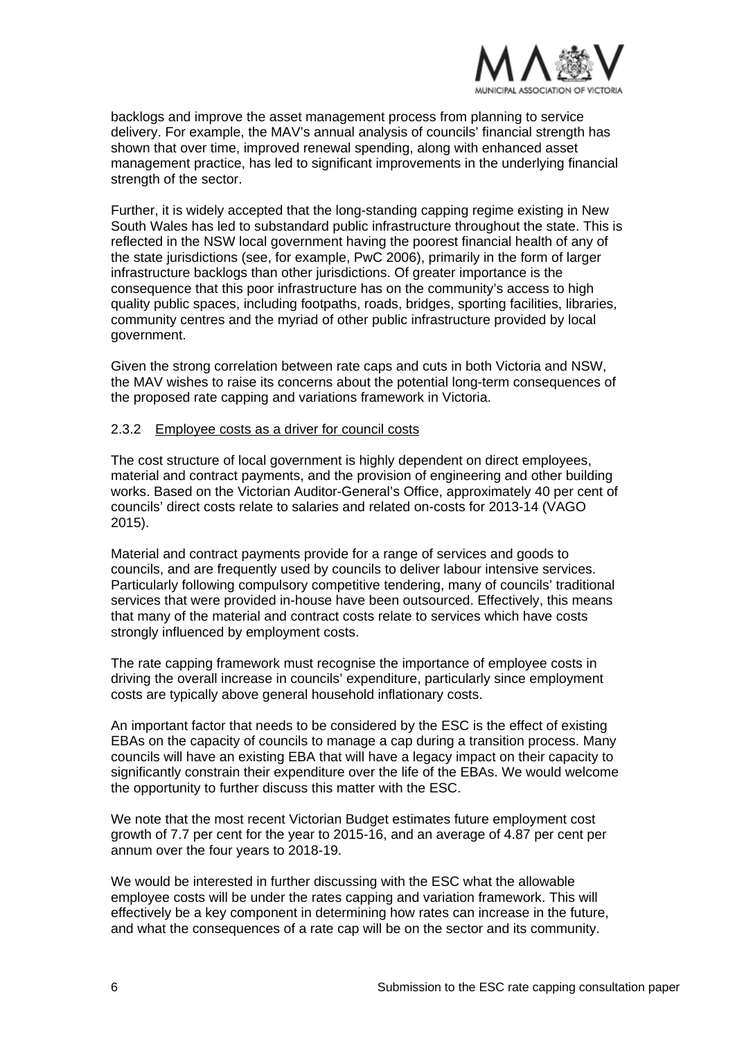backlogs and improve the asset management process from planning to service delivery. For example, the MAV's annual analysis of councils' financial strength has shown that over time, improved renewal spending, along with enhanced asset management practice, has led to significant improvements in the underlying financial strength of the sector.

Further, it is widely accepted that the long-standing capping regime existing in New South Wales has led to substandard public infrastructure throughout the state. This is reflected in the NSW local government having the poorest financial health of any of the state jurisdictions (see, for example, PwC 2006), primarily in the form of larger infrastructure backlogs than other jurisdictions. Of greater importance is the consequence that this poor infrastructure has on the community's access to high quality public spaces, including footpaths, roads, bridges, sporting facilities, libraries, community centres and the myriad of other public infrastructure provided by local government.

Given the strong correlation between rate caps and cuts in both Victoria and NSW, the MAV wishes to raise its concerns about the potential long-term consequences of the proposed rate capping and variations framework in Victoria.

#### 2.3.2 Employee costs as a driver for council costs

The cost structure of local government is highly dependent on direct employees, material and contract payments, and the provision of engineering and other building works. Based on the Victorian Auditor-General's Office, approximately 40 per cent of councils' direct costs relate to salaries and related on-costs for 2013-14 (VAGO 2015).

Material and contract payments provide for a range of services and goods to councils, and are frequently used by councils to deliver labour intensive services. Particularly following compulsory competitive tendering, many of councils' traditional services that were provided in-house have been outsourced. Effectively, this means that many of the material and contract costs relate to services which have costs strongly influenced by employment costs.

The rate capping framework must recognise the importance of employee costs in driving the overall increase in councils' expenditure, particularly since employment costs are typically above general household inflationary costs.

An important factor that needs to be considered by the ESC is the effect of existing EBAs on the capacity of councils to manage a cap during a transition process. Many councils will have an existing EBA that will have a legacy impact on their capacity to significantly constrain their expenditure over the life of the EBAs. We would welcome the opportunity to further discuss this matter with the ESC.

We note that the most recent Victorian Budget estimates future employment cost growth of 7.7 per cent for the year to 2015-16, and an average of 4.87 per cent per annum over the four years to 2018-19.

We would be interested in further discussing with the ESC what the allowable employee costs will be under the rates capping and variation framework. This will effectively be a key component in determining how rates can increase in the future, and what the consequences of a rate cap will be on the sector and its community.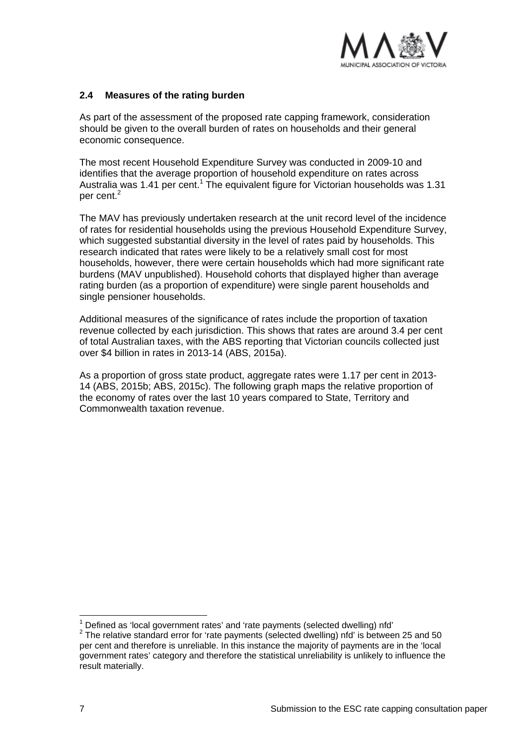### 2.4 Measures of the rating burden

As part of the assessment of the proposed rate capping framework, consideration should be given to the overall burden of rates on households and their general economic consequence.

The most recent Household Expenditure Survey was conducted in 2009-10 and identifies that the average proportion of household expenditure on rates across Australia was 1.41 per cent.[1] The equivalent figure for Victorian households was 1.31 per cent.[2]

The MAV has previously undertaken research at the unit record level of the incidence of rates for residential households using the previous Household Expenditure Survey, which suggested substantial diversity in the level of rates paid by households. This research indicated that rates were likely to be a relatively small cost for most households, however, there were certain households which had more significant rate burdens (MAV unpublished). Household cohorts that displayed higher than average rating burden (as a proportion of expenditure) were single parent households and single pensioner households.

Additional measures of the significance of rates include the proportion of taxation revenue collected by each jurisdiction. This shows that rates are around 3.4 per cent of total Australian taxes, with the ABS reporting that Victorian councils collected just over $4 billion in rates in 2013-14 (ABS, 2015a).

As a proportion of gross state product, aggregate rates were 1.17 per cent in 2013-14 (ABS, 2015b; ABS, 2015c). The following graph maps the relative proportion of the economy of rates over the last 10 years compared to State, Territory and Commonwealth taxation revenue.

---

[1] Defined as 'local government rates' and 'rate payments (selected dwelling) nfd'

[2] The relative standard error for 'rate payments (selected dwelling) nfd' is between 25 and 50 per cent and therefore is unreliable. In this instance the majority of payments are in the 'local government rates' category and therefore the statistical unreliability is unlikely to influence the result materially.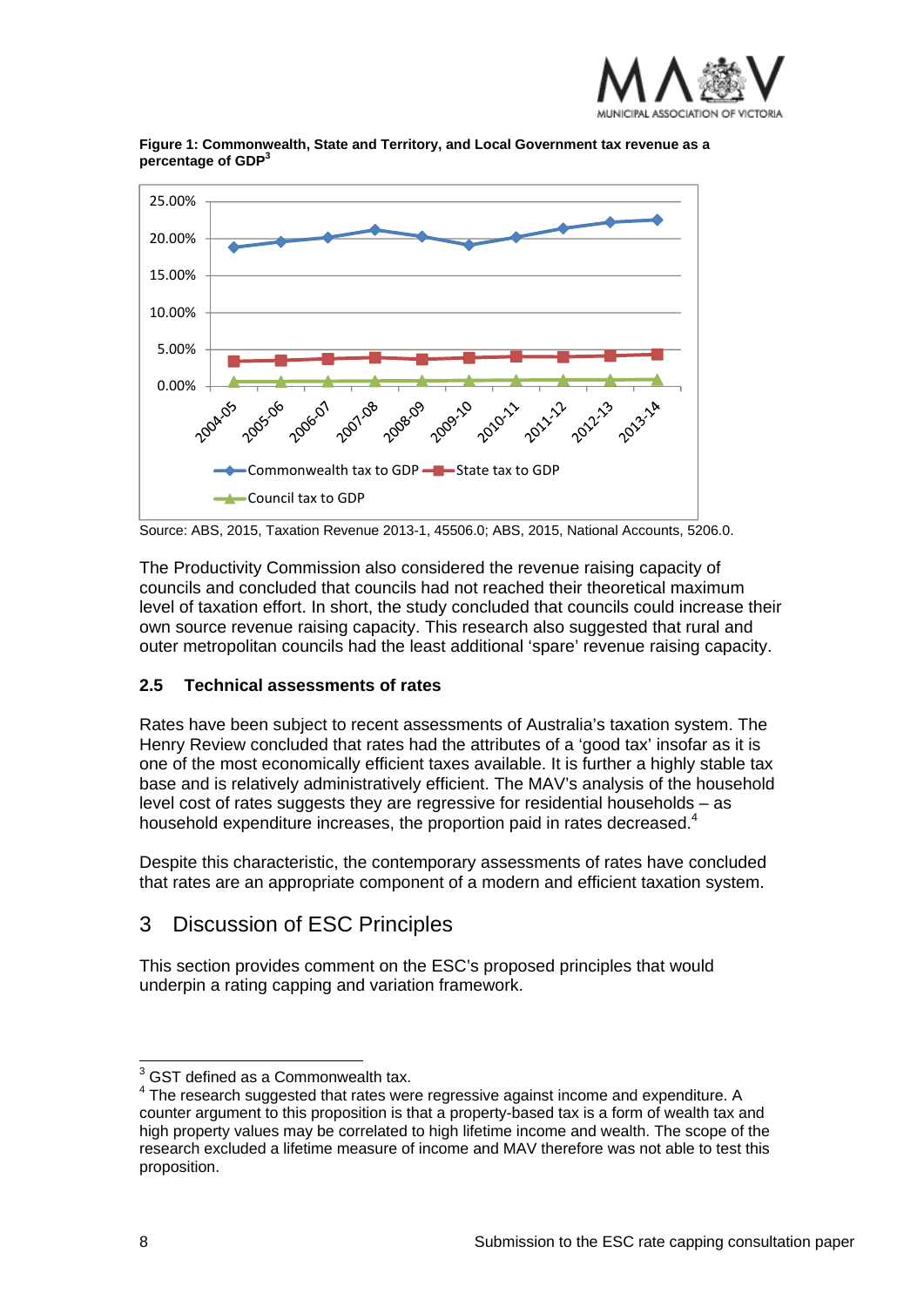**Figure 1: Commonwealth, State and Territory, and Local Government tax revenue as a percentage of GDP[3]**

Source: ABS, 2015, Taxation Revenue 2013-1, 45506.0; ABS, 2015, National Accounts, 5206.0.

The Productivity Commission also considered the revenue raising capacity of councils and concluded that councils had not reached their theoretical maximum level of taxation effort. In short, the study concluded that councils could increase their own source revenue raising capacity. This research also suggested that rural and outer metropolitan councils had the least additional 'spare' revenue raising capacity.

### 2.5 Technical assessments of rates

Rates have been subject to recent assessments of Australia's taxation system. The Henry Review concluded that rates had the attributes of a 'good tax' insofar as it is one of the most economically efficient taxes available. It is further a highly stable tax base and is relatively administratively efficient. The MAV's analysis of the household level cost of rates suggests they are regressive for residential households – as household expenditure increases, the proportion paid in rates decreased.[4]

Despite this characteristic, the contemporary assessments of rates have concluded that rates are an appropriate component of a modern and efficient taxation system.

## 3 Discussion of ESC Principles

This section provides comment on the ESC's proposed principles that would underpin a rating capping and variation framework.

---

[3] GST defined as a Commonwealth tax.

[4] The research suggested that rates were regressive against income and expenditure. A counter argument to this proposition is that a property-based tax is a form of wealth tax and high property values may be correlated to high lifetime income and wealth. The scope of the research excluded a lifetime measure of income and MAV therefore was not able to test this proposition.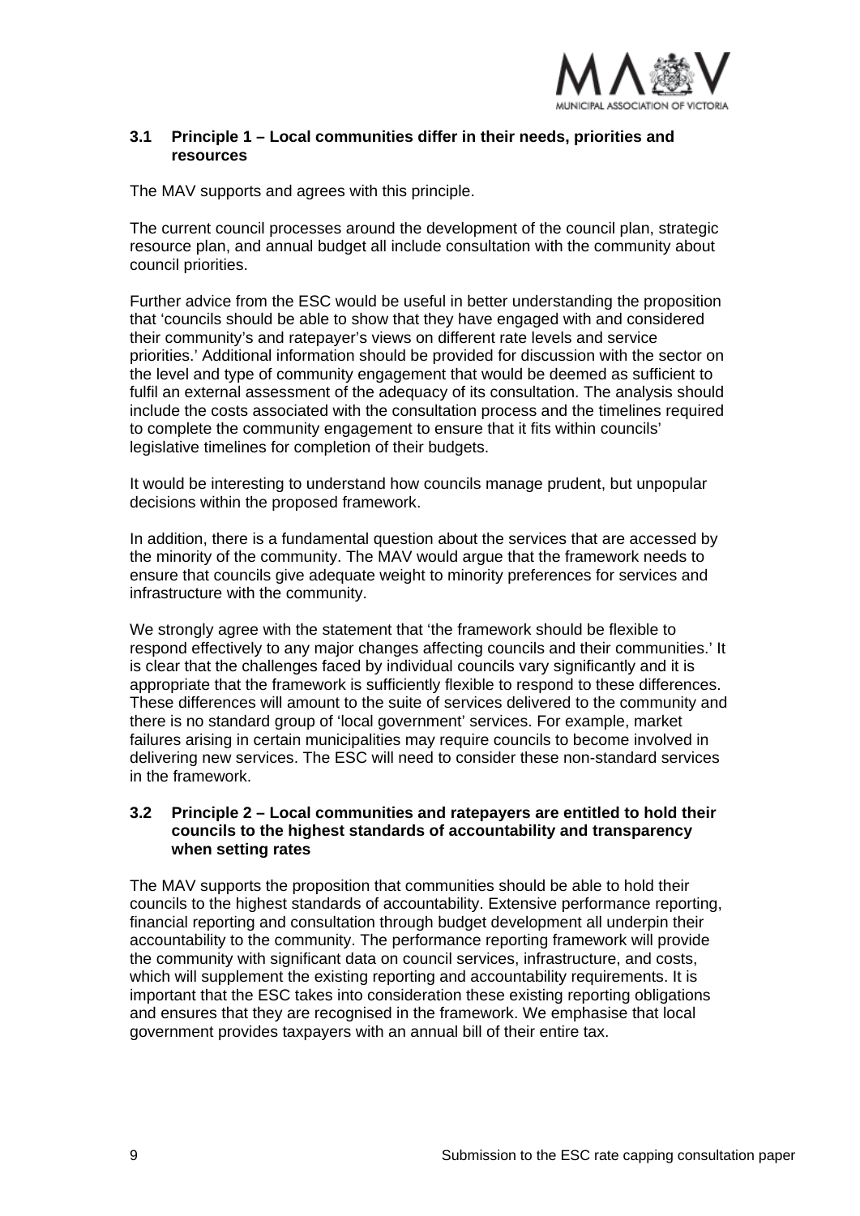### 3.1 Principle 1 – Local communities differ in their needs, priorities and resources

The MAV supports and agrees with this principle.

The current council processes around the development of the council plan, strategic resource plan, and annual budget all include consultation with the community about council priorities.

Further advice from the ESC would be useful in better understanding the proposition that 'councils should be able to show that they have engaged with and considered their community's and ratepayer's views on different rate levels and service priorities.' Additional information should be provided for discussion with the sector on the level and type of community engagement that would be deemed as sufficient to fulfil an external assessment of the adequacy of its consultation. The analysis should include the costs associated with the consultation process and the timelines required to complete the community engagement to ensure that it fits within councils' legislative timelines for completion of their budgets.

It would be interesting to understand how councils manage prudent, but unpopular decisions within the proposed framework.

In addition, there is a fundamental question about the services that are accessed by the minority of the community. The MAV would argue that the framework needs to ensure that councils give adequate weight to minority preferences for services and infrastructure with the community.

We strongly agree with the statement that 'the framework should be flexible to respond effectively to any major changes affecting councils and their communities.' It is clear that the challenges faced by individual councils vary significantly and it is appropriate that the framework is sufficiently flexible to respond to these differences. These differences will amount to the suite of services delivered to the community and there is no standard group of 'local government' services. For example, market failures arising in certain municipalities may require councils to become involved in delivering new services. The ESC will need to consider these non-standard services in the framework.

### 3.2 Principle 2 – Local communities and ratepayers are entitled to hold their councils to the highest standards of accountability and transparency when setting rates

The MAV supports the proposition that communities should be able to hold their councils to the highest standards of accountability. Extensive performance reporting, financial reporting and consultation through budget development all underpin their accountability to the community. The performance reporting framework will provide the community with significant data on council services, infrastructure, and costs, which will supplement the existing reporting and accountability requirements. It is important that the ESC takes into consideration these existing reporting obligations and ensures that they are recognised in the framework. We emphasise that local government provides taxpayers with an annual bill of their entire tax.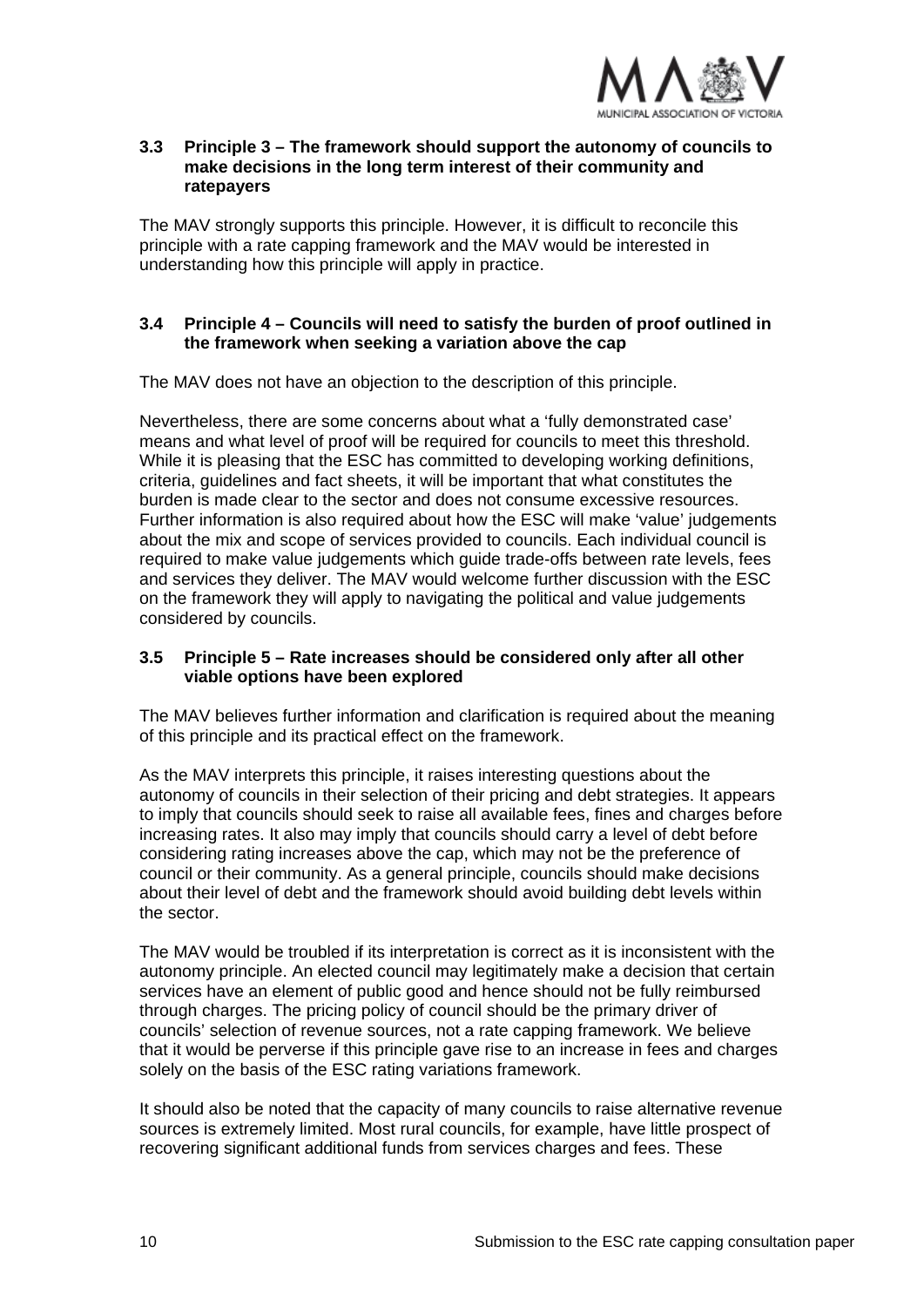### 3.3 Principle 3 – The framework should support the autonomy of councils to make decisions in the long term interest of their community and ratepayers

The MAV strongly supports this principle. However, it is difficult to reconcile this principle with a rate capping framework and the MAV would be interested in understanding how this principle will apply in practice.

### 3.4 Principle 4 – Councils will need to satisfy the burden of proof outlined in the framework when seeking a variation above the cap

The MAV does not have an objection to the description of this principle.

Nevertheless, there are some concerns about what a 'fully demonstrated case' means and what level of proof will be required for councils to meet this threshold. While it is pleasing that the ESC has committed to developing working definitions, criteria, guidelines and fact sheets, it will be important that what constitutes the burden is made clear to the sector and does not consume excessive resources. Further information is also required about how the ESC will make 'value' judgements about the mix and scope of services provided to councils. Each individual council is required to make value judgements which guide trade-offs between rate levels, fees and services they deliver. The MAV would welcome further discussion with the ESC on the framework they will apply to navigating the political and value judgements considered by councils.

### 3.5 Principle 5 – Rate increases should be considered only after all other viable options have been explored

The MAV believes further information and clarification is required about the meaning of this principle and its practical effect on the framework.

As the MAV interprets this principle, it raises interesting questions about the autonomy of councils in their selection of their pricing and debt strategies. It appears to imply that councils should seek to raise all available fees, fines and charges before increasing rates. It also may imply that councils should carry a level of debt before considering rating increases above the cap, which may not be the preference of council or their community. As a general principle, councils should make decisions about their level of debt and the framework should avoid building debt levels within the sector.

The MAV would be troubled if its interpretation is correct as it is inconsistent with the autonomy principle. An elected council may legitimately make a decision that certain services have an element of public good and hence should not be fully reimbursed through charges. The pricing policy of council should be the primary driver of councils' selection of revenue sources, not a rate capping framework. We believe that it would be perverse if this principle gave rise to an increase in fees and charges solely on the basis of the ESC rating variations framework.

It should also be noted that the capacity of many councils to raise alternative revenue sources is extremely limited. Most rural councils, for example, have little prospect of recovering significant additional funds from services charges and fees. These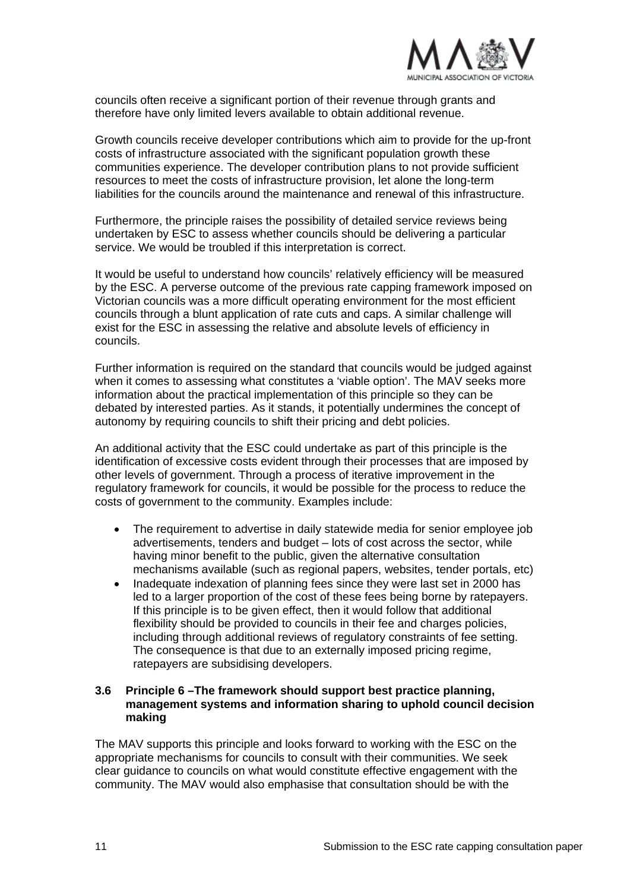councils often receive a significant portion of their revenue through grants and therefore have only limited levers available to obtain additional revenue.

Growth councils receive developer contributions which aim to provide for the up-front costs of infrastructure associated with the significant population growth these communities experience. The developer contribution plans to not provide sufficient resources to meet the costs of infrastructure provision, let alone the long-term liabilities for the councils around the maintenance and renewal of this infrastructure.

Furthermore, the principle raises the possibility of detailed service reviews being undertaken by ESC to assess whether councils should be delivering a particular service. We would be troubled if this interpretation is correct.

It would be useful to understand how councils' relatively efficiency will be measured by the ESC. A perverse outcome of the previous rate capping framework imposed on Victorian councils was a more difficult operating environment for the most efficient councils through a blunt application of rate cuts and caps. A similar challenge will exist for the ESC in assessing the relative and absolute levels of efficiency in councils.

Further information is required on the standard that councils would be judged against when it comes to assessing what constitutes a 'viable option'. The MAV seeks more information about the practical implementation of this principle so they can be debated by interested parties. As it stands, it potentially undermines the concept of autonomy by requiring councils to shift their pricing and debt policies.

An additional activity that the ESC could undertake as part of this principle is the identification of excessive costs evident through their processes that are imposed by other levels of government. Through a process of iterative improvement in the regulatory framework for councils, it would be possible for the process to reduce the costs of government to the community. Examples include:

- The requirement to advertise in daily statewide media for senior employee job advertisements, tenders and budget – lots of cost across the sector, while having minor benefit to the public, given the alternative consultation mechanisms available (such as regional papers, websites, tender portals, etc)
- Inadequate indexation of planning fees since they were last set in 2000 has led to a larger proportion of the cost of these fees being borne by ratepayers. If this principle is to be given effect, then it would follow that additional flexibility should be provided to councils in their fee and charges policies, including through additional reviews of regulatory constraints of fee setting. The consequence is that due to an externally imposed pricing regime, ratepayers are subsidising developers.

### 3.6 Principle 6 –The framework should support best practice planning, management systems and information sharing to uphold council decision making

The MAV supports this principle and looks forward to working with the ESC on the appropriate mechanisms for councils to consult with their communities. We seek clear guidance to councils on what would constitute effective engagement with the community. The MAV would also emphasise that consultation should be with the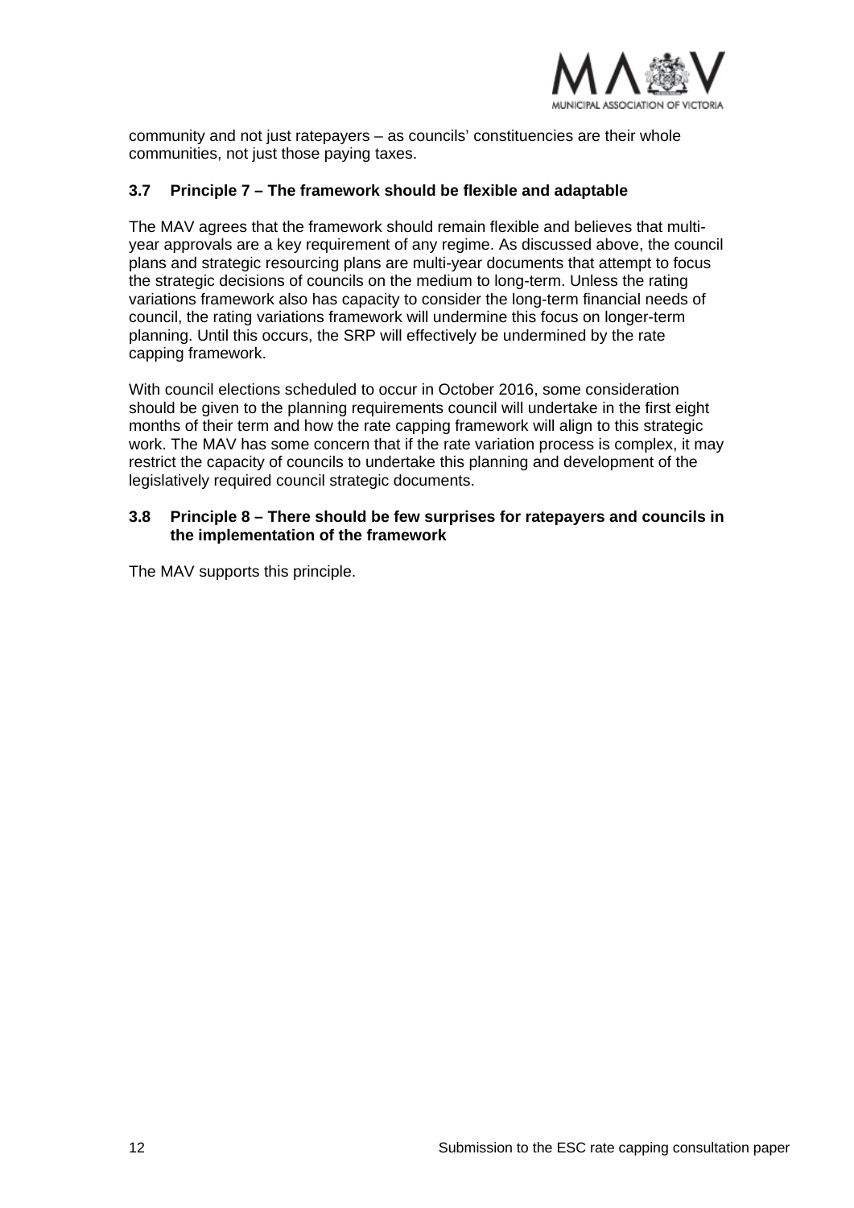community and not just ratepayers – as councils' constituencies are their whole communities, not just those paying taxes.

### 3.7 Principle 7 – The framework should be flexible and adaptable

The MAV agrees that the framework should remain flexible and believes that multi-year approvals are a key requirement of any regime. As discussed above, the council plans and strategic resourcing plans are multi-year documents that attempt to focus the strategic decisions of councils on the medium to long-term. Unless the rating variations framework also has capacity to consider the long-term financial needs of council, the rating variations framework will undermine this focus on longer-term planning. Until this occurs, the SRP will effectively be undermined by the rate capping framework.

With council elections scheduled to occur in October 2016, some consideration should be given to the planning requirements council will undertake in the first eight months of their term and how the rate capping framework will align to this strategic work. The MAV has some concern that if the rate variation process is complex, it may restrict the capacity of councils to undertake this planning and development of the legislatively required council strategic documents.

### 3.8 Principle 8 – There should be few surprises for ratepayers and councils in the implementation of the framework

The MAV supports this principle.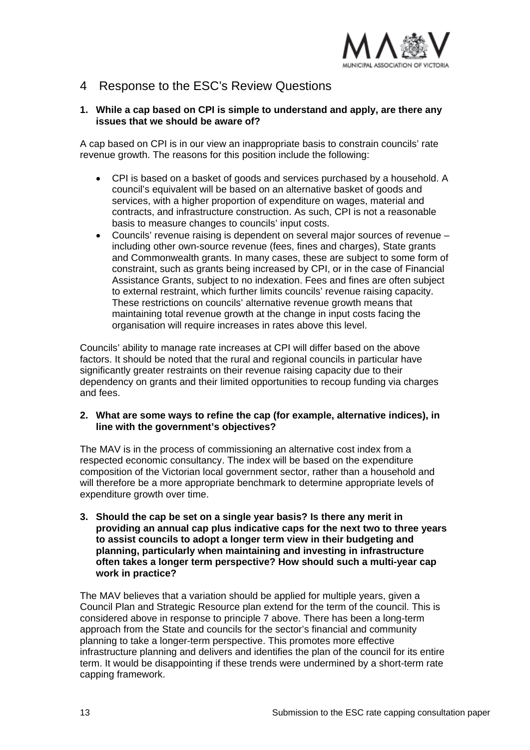## 4 Response to the ESC's Review Questions

**1. While a cap based on CPI is simple to understand and apply, are there any issues that we should be aware of?**

A cap based on CPI is in our view an inappropriate basis to constrain councils' rate revenue growth. The reasons for this position include the following:

- CPI is based on a basket of goods and services purchased by a household. A council's equivalent will be based on an alternative basket of goods and services, with a higher proportion of expenditure on wages, material and contracts, and infrastructure construction. As such, CPI is not a reasonable basis to measure changes to councils' input costs.
- Councils' revenue raising is dependent on several major sources of revenue – including other own-source revenue (fees, fines and charges), State grants and Commonwealth grants. In many cases, these are subject to some form of constraint, such as grants being increased by CPI, or in the case of Financial Assistance Grants, subject to no indexation. Fees and fines are often subject to external restraint, which further limits councils' revenue raising capacity. These restrictions on councils' alternative revenue growth means that maintaining total revenue growth at the change in input costs facing the organisation will require increases in rates above this level.

Councils' ability to manage rate increases at CPI will differ based on the above factors. It should be noted that the rural and regional councils in particular have significantly greater restraints on their revenue raising capacity due to their dependency on grants and their limited opportunities to recoup funding via charges and fees.

**2. What are some ways to refine the cap (for example, alternative indices), in line with the government's objectives?**

The MAV is in the process of commissioning an alternative cost index from a respected economic consultancy. The index will be based on the expenditure composition of the Victorian local government sector, rather than a household and will therefore be a more appropriate benchmark to determine appropriate levels of expenditure growth over time.

**3. Should the cap be set on a single year basis? Is there any merit in providing an annual cap plus indicative caps for the next two to three years to assist councils to adopt a longer term view in their budgeting and planning, particularly when maintaining and investing in infrastructure often takes a longer term perspective? How should such a multi-year cap work in practice?**

The MAV believes that a variation should be applied for multiple years, given a Council Plan and Strategic Resource plan extend for the term of the council. This is considered above in response to principle 7 above. There has been a long-term approach from the State and councils for the sector's financial and community planning to take a longer-term perspective. This promotes more effective infrastructure planning and delivers and identifies the plan of the council for its entire term. It would be disappointing if these trends were undermined by a short-term rate capping framework.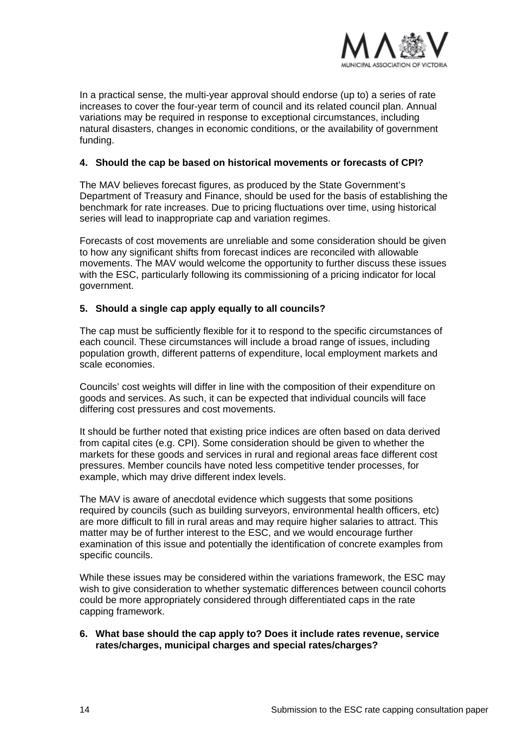In a practical sense, the multi-year approval should endorse (up to) a series of rate increases to cover the four-year term of council and its related council plan. Annual variations may be required in response to exceptional circumstances, including natural disasters, changes in economic conditions, or the availability of government funding.

**4. Should the cap be based on historical movements or forecasts of CPI?**

The MAV believes forecast figures, as produced by the State Government's Department of Treasury and Finance, should be used for the basis of establishing the benchmark for rate increases. Due to pricing fluctuations over time, using historical series will lead to inappropriate cap and variation regimes.

Forecasts of cost movements are unreliable and some consideration should be given to how any significant shifts from forecast indices are reconciled with allowable movements. The MAV would welcome the opportunity to further discuss these issues with the ESC, particularly following its commissioning of a pricing indicator for local government.

**5. Should a single cap apply equally to all councils?**

The cap must be sufficiently flexible for it to respond to the specific circumstances of each council. These circumstances will include a broad range of issues, including population growth, different patterns of expenditure, local employment markets and scale economies.

Councils' cost weights will differ in line with the composition of their expenditure on goods and services. As such, it can be expected that individual councils will face differing cost pressures and cost movements.

It should be further noted that existing price indices are often based on data derived from capital cites (e.g. CPI). Some consideration should be given to whether the markets for these goods and services in rural and regional areas face different cost pressures. Member councils have noted less competitive tender processes, for example, which may drive different index levels.

The MAV is aware of anecdotal evidence which suggests that some positions required by councils (such as building surveyors, environmental health officers, etc) are more difficult to fill in rural areas and may require higher salaries to attract. This matter may be of further interest to the ESC, and we would encourage further examination of this issue and potentially the identification of concrete examples from specific councils.

While these issues may be considered within the variations framework, the ESC may wish to give consideration to whether systematic differences between council cohorts could be more appropriately considered through differentiated caps in the rate capping framework.

**6. What base should the cap apply to? Does it include rates revenue, service rates/charges, municipal charges and special rates/charges?**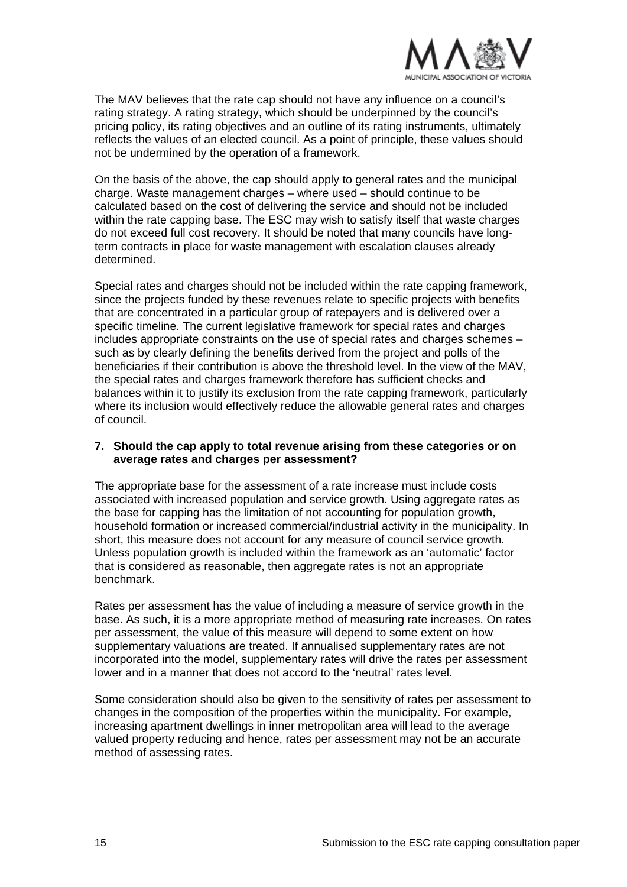The MAV believes that the rate cap should not have any influence on a council's rating strategy. A rating strategy, which should be underpinned by the council's pricing policy, its rating objectives and an outline of its rating instruments, ultimately reflects the values of an elected council. As a point of principle, these values should not be undermined by the operation of a framework.

On the basis of the above, the cap should apply to general rates and the municipal charge. Waste management charges – where used – should continue to be calculated based on the cost of delivering the service and should not be included within the rate capping base. The ESC may wish to satisfy itself that waste charges do not exceed full cost recovery. It should be noted that many councils have long-term contracts in place for waste management with escalation clauses already determined.

Special rates and charges should not be included within the rate capping framework, since the projects funded by these revenues relate to specific projects with benefits that are concentrated in a particular group of ratepayers and is delivered over a specific timeline. The current legislative framework for special rates and charges includes appropriate constraints on the use of special rates and charges schemes – such as by clearly defining the benefits derived from the project and polls of the beneficiaries if their contribution is above the threshold level. In the view of the MAV, the special rates and charges framework therefore has sufficient checks and balances within it to justify its exclusion from the rate capping framework, particularly where its inclusion would effectively reduce the allowable general rates and charges of council.

**7. Should the cap apply to total revenue arising from these categories or on average rates and charges per assessment?**

The appropriate base for the assessment of a rate increase must include costs associated with increased population and service growth. Using aggregate rates as the base for capping has the limitation of not accounting for population growth, household formation or increased commercial/industrial activity in the municipality. In short, this measure does not account for any measure of council service growth. Unless population growth is included within the framework as an 'automatic' factor that is considered as reasonable, then aggregate rates is not an appropriate benchmark.

Rates per assessment has the value of including a measure of service growth in the base. As such, it is a more appropriate method of measuring rate increases. On rates per assessment, the value of this measure will depend to some extent on how supplementary valuations are treated. If annualised supplementary rates are not incorporated into the model, supplementary rates will drive the rates per assessment lower and in a manner that does not accord to the 'neutral' rates level.

Some consideration should also be given to the sensitivity of rates per assessment to changes in the composition of the properties within the municipality. For example, increasing apartment dwellings in inner metropolitan area will lead to the average valued property reducing and hence, rates per assessment may not be an accurate method of assessing rates.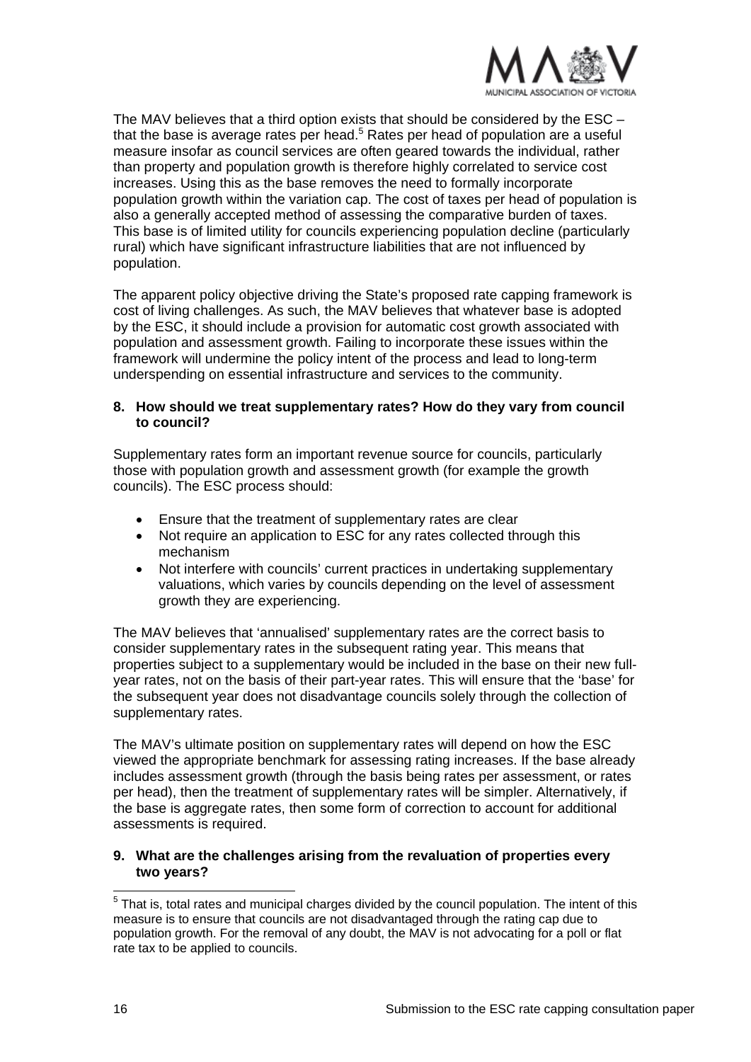The MAV believes that a third option exists that should be considered by the ESC – that the base is average rates per head.[5] Rates per head of population are a useful measure insofar as council services are often geared towards the individual, rather than property and population growth is therefore highly correlated to service cost increases. Using this as the base removes the need to formally incorporate population growth within the variation cap. The cost of taxes per head of population is also a generally accepted method of assessing the comparative burden of taxes. This base is of limited utility for councils experiencing population decline (particularly rural) which have significant infrastructure liabilities that are not influenced by population.

The apparent policy objective driving the State's proposed rate capping framework is cost of living challenges. As such, the MAV believes that whatever base is adopted by the ESC, it should include a provision for automatic cost growth associated with population and assessment growth. Failing to incorporate these issues within the framework will undermine the policy intent of the process and lead to long-term underspending on essential infrastructure and services to the community.

**8. How should we treat supplementary rates? How do they vary from council to council?**

Supplementary rates form an important revenue source for councils, particularly those with population growth and assessment growth (for example the growth councils). The ESC process should:

- Ensure that the treatment of supplementary rates are clear
- Not require an application to ESC for any rates collected through this mechanism
- Not interfere with councils' current practices in undertaking supplementary valuations, which varies by councils depending on the level of assessment growth they are experiencing.

The MAV believes that 'annualised' supplementary rates are the correct basis to consider supplementary rates in the subsequent rating year. This means that properties subject to a supplementary would be included in the base on their new full-year rates, not on the basis of their part-year rates. This will ensure that the 'base' for the subsequent year does not disadvantage councils solely through the collection of supplementary rates.

The MAV's ultimate position on supplementary rates will depend on how the ESC viewed the appropriate benchmark for assessing rating increases. If the base already includes assessment growth (through the basis being rates per assessment, or rates per head), then the treatment of supplementary rates will be simpler. Alternatively, if the base is aggregate rates, then some form of correction to account for additional assessments is required.

**9. What are the challenges arising from the revaluation of properties every two years?**

[5] That is, total rates and municipal charges divided by the council population. The intent of this measure is to ensure that councils are not disadvantaged through the rating cap due to population growth. For the removal of any doubt, the MAV is not advocating for a poll or flat rate tax to be applied to councils.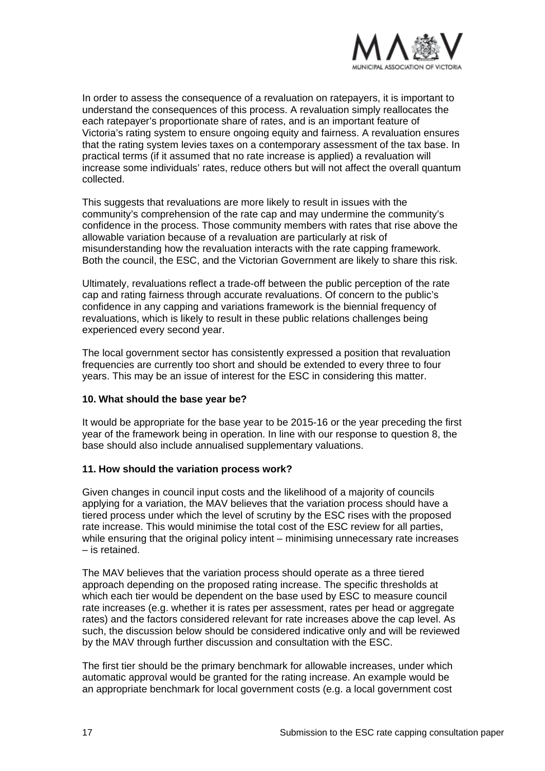In order to assess the consequence of a revaluation on ratepayers, it is important to understand the consequences of this process. A revaluation simply reallocates the each ratepayer's proportionate share of rates, and is an important feature of Victoria's rating system to ensure ongoing equity and fairness. A revaluation ensures that the rating system levies taxes on a contemporary assessment of the tax base. In practical terms (if it assumed that no rate increase is applied) a revaluation will increase some individuals' rates, reduce others but will not affect the overall quantum collected.

This suggests that revaluations are more likely to result in issues with the community's comprehension of the rate cap and may undermine the community's confidence in the process. Those community members with rates that rise above the allowable variation because of a revaluation are particularly at risk of misunderstanding how the revaluation interacts with the rate capping framework. Both the council, the ESC, and the Victorian Government are likely to share this risk.

Ultimately, revaluations reflect a trade-off between the public perception of the rate cap and rating fairness through accurate revaluations. Of concern to the public's confidence in any capping and variations framework is the biennial frequency of revaluations, which is likely to result in these public relations challenges being experienced every second year.

The local government sector has consistently expressed a position that revaluation frequencies are currently too short and should be extended to every three to four years. This may be an issue of interest for the ESC in considering this matter.

**10. What should the base year be?**

It would be appropriate for the base year to be 2015-16 or the year preceding the first year of the framework being in operation. In line with our response to question 8, the base should also include annualised supplementary valuations.

**11. How should the variation process work?**

Given changes in council input costs and the likelihood of a majority of councils applying for a variation, the MAV believes that the variation process should have a tiered process under which the level of scrutiny by the ESC rises with the proposed rate increase. This would minimise the total cost of the ESC review for all parties, while ensuring that the original policy intent – minimising unnecessary rate increases – is retained.

The MAV believes that the variation process should operate as a three tiered approach depending on the proposed rating increase. The specific thresholds at which each tier would be dependent on the base used by ESC to measure council rate increases (e.g. whether it is rates per assessment, rates per head or aggregate rates) and the factors considered relevant for rate increases above the cap level. As such, the discussion below should be considered indicative only and will be reviewed by the MAV through further discussion and consultation with the ESC.

The first tier should be the primary benchmark for allowable increases, under which automatic approval would be granted for the rating increase. An example would be an appropriate benchmark for local government costs (e.g. a local government cost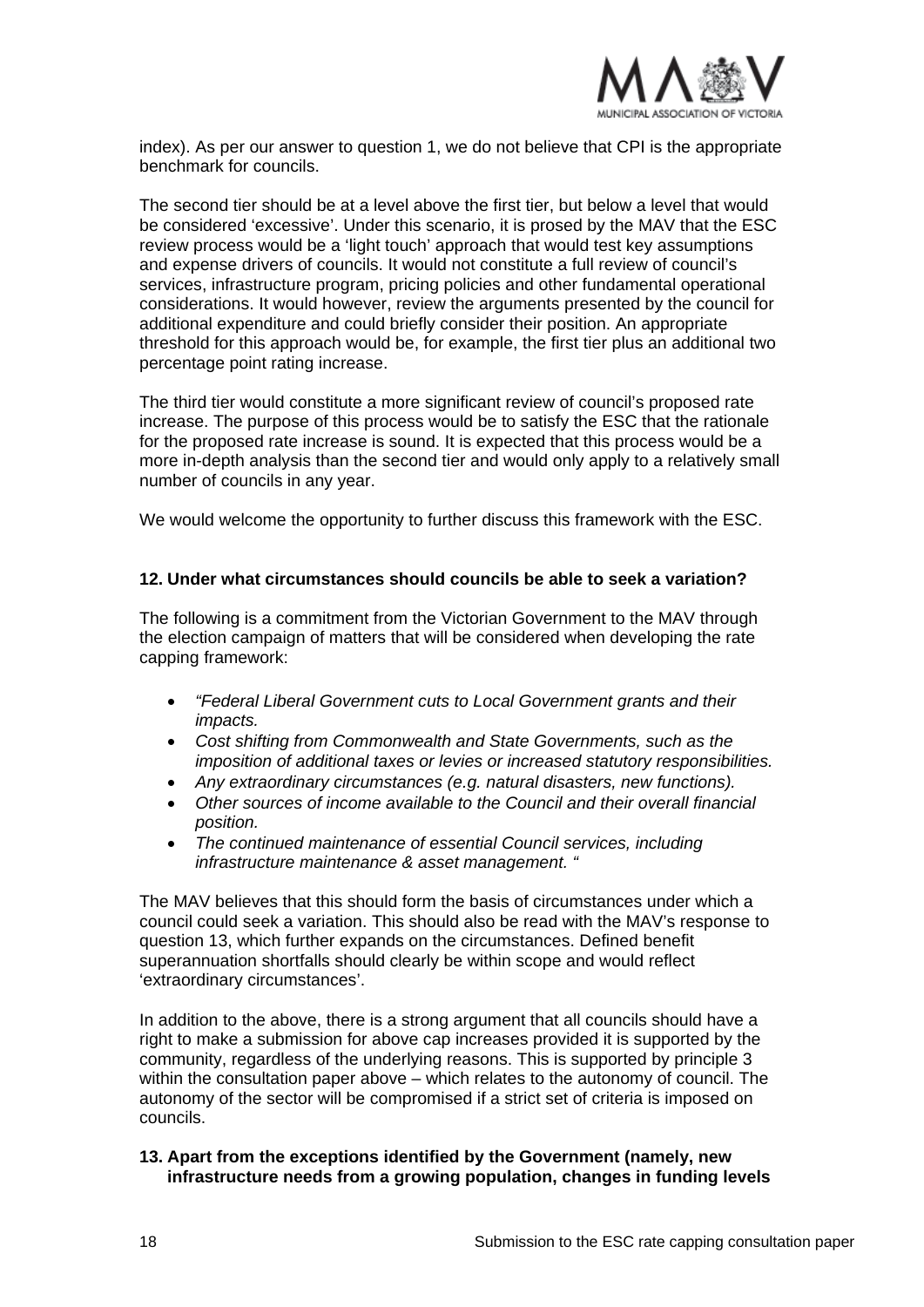index). As per our answer to question 1, we do not believe that CPI is the appropriate benchmark for councils.

The second tier should be at a level above the first tier, but below a level that would be considered 'excessive'. Under this scenario, it is prosed by the MAV that the ESC review process would be a 'light touch' approach that would test key assumptions and expense drivers of councils. It would not constitute a full review of council's services, infrastructure program, pricing policies and other fundamental operational considerations. It would however, review the arguments presented by the council for additional expenditure and could briefly consider their position. An appropriate threshold for this approach would be, for example, the first tier plus an additional two percentage point rating increase.

The third tier would constitute a more significant review of council's proposed rate increase. The purpose of this process would be to satisfy the ESC that the rationale for the proposed rate increase is sound. It is expected that this process would be a more in-depth analysis than the second tier and would only apply to a relatively small number of councils in any year.

We would welcome the opportunity to further discuss this framework with the ESC.

**12. Under what circumstances should councils be able to seek a variation?**

The following is a commitment from the Victorian Government to the MAV through the election campaign of matters that will be considered when developing the rate capping framework:

- *"Federal Liberal Government cuts to Local Government grants and their impacts.*
- *Cost shifting from Commonwealth and State Governments, such as the imposition of additional taxes or levies or increased statutory responsibilities.*
- *Any extraordinary circumstances (e.g. natural disasters, new functions).*
- *Other sources of income available to the Council and their overall financial position.*
- *The continued maintenance of essential Council services, including infrastructure maintenance & asset management. "*

The MAV believes that this should form the basis of circumstances under which a council could seek a variation. This should also be read with the MAV's response to question 13, which further expands on the circumstances. Defined benefit superannuation shortfalls should clearly be within scope and would reflect 'extraordinary circumstances'.

In addition to the above, there is a strong argument that all councils should have a right to make a submission for above cap increases provided it is supported by the community, regardless of the underlying reasons. This is supported by principle 3 within the consultation paper above – which relates to the autonomy of council. The autonomy of the sector will be compromised if a strict set of criteria is imposed on councils.

**13. Apart from the exceptions identified by the Government (namely, new infrastructure needs from a growing population, changes in funding levels**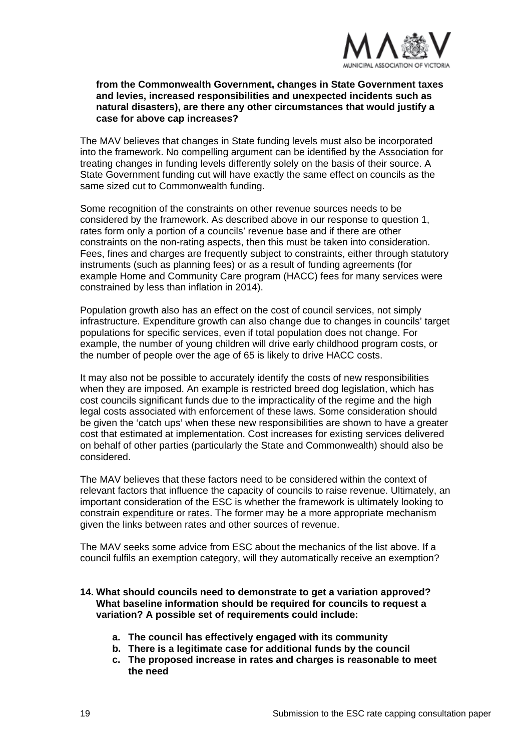**from the Commonwealth Government, changes in State Government taxes and levies, increased responsibilities and unexpected incidents such as natural disasters), are there any other circumstances that would justify a case for above cap increases?**

The MAV believes that changes in State funding levels must also be incorporated into the framework. No compelling argument can be identified by the Association for treating changes in funding levels differently solely on the basis of their source. A State Government funding cut will have exactly the same effect on councils as the same sized cut to Commonwealth funding.

Some recognition of the constraints on other revenue sources needs to be considered by the framework. As described above in our response to question 1, rates form only a portion of a councils' revenue base and if there are other constraints on the non-rating aspects, then this must be taken into consideration. Fees, fines and charges are frequently subject to constraints, either through statutory instruments (such as planning fees) or as a result of funding agreements (for example Home and Community Care program (HACC) fees for many services were constrained by less than inflation in 2014).

Population growth also has an effect on the cost of council services, not simply infrastructure. Expenditure growth can also change due to changes in councils' target populations for specific services, even if total population does not change. For example, the number of young children will drive early childhood program costs, or the number of people over the age of 65 is likely to drive HACC costs.

It may also not be possible to accurately identify the costs of new responsibilities when they are imposed. An example is restricted breed dog legislation, which has cost councils significant funds due to the impracticality of the regime and the high legal costs associated with enforcement of these laws. Some consideration should be given the 'catch ups' when these new responsibilities are shown to have a greater cost that estimated at implementation. Cost increases for existing services delivered on behalf of other parties (particularly the State and Commonwealth) should also be considered.

The MAV believes that these factors need to be considered within the context of relevant factors that influence the capacity of councils to raise revenue. Ultimately, an important consideration of the ESC is whether the framework is ultimately looking to constrain <u>expenditure</u> or <u>rates</u>. The former may be a more appropriate mechanism given the links between rates and other sources of revenue.

The MAV seeks some advice from ESC about the mechanics of the list above. If a council fulfils an exemption category, will they automatically receive an exemption?

**14. What should councils need to demonstrate to get a variation approved? What baseline information should be required for councils to request a variation? A possible set of requirements could include:**

- **a. The council has effectively engaged with its community**
- **b. There is a legitimate case for additional funds by the council**
- **c. The proposed increase in rates and charges is reasonable to meet the need**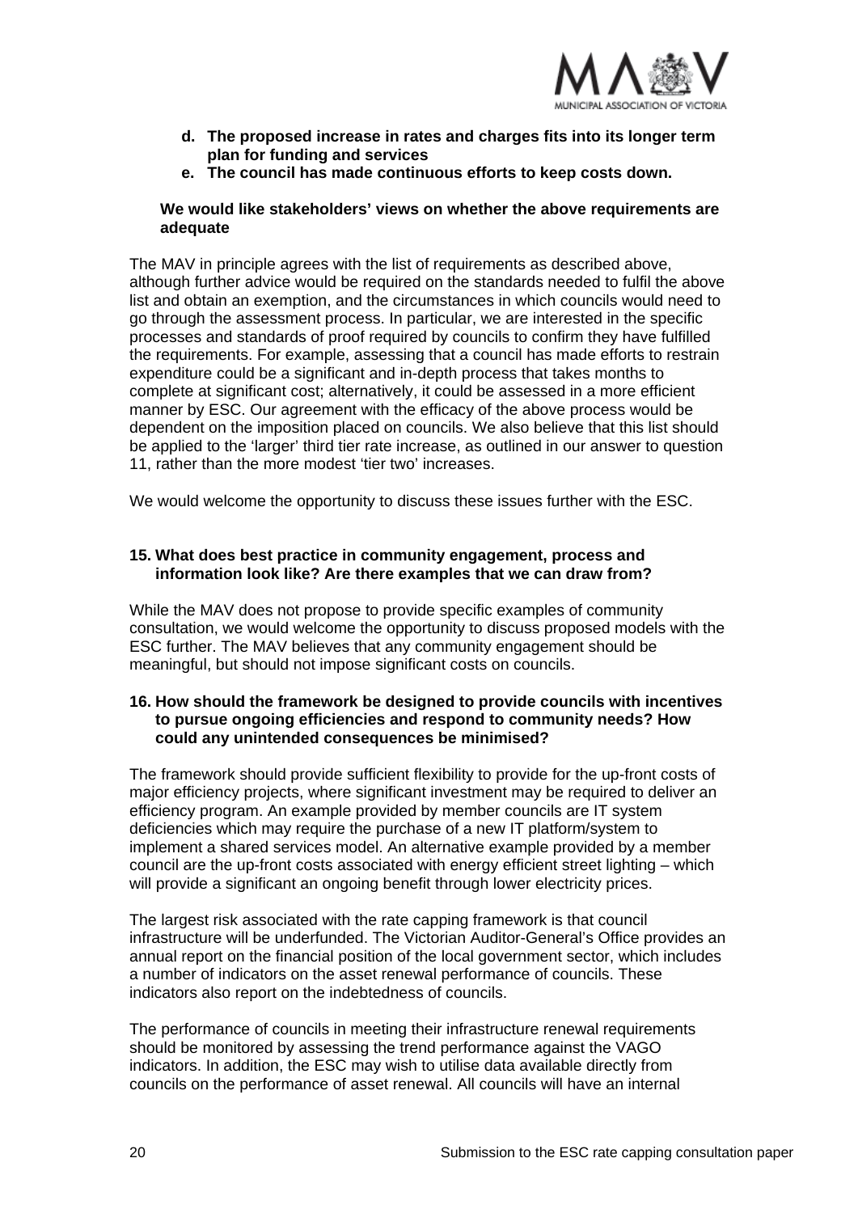d. **The proposed increase in rates and charges fits into its longer term plan for funding and services**
e. **The council has made continuous efforts to keep costs down.**

**We would like stakeholders' views on whether the above requirements are adequate**

The MAV in principle agrees with the list of requirements as described above, although further advice would be required on the standards needed to fulfil the above list and obtain an exemption, and the circumstances in which councils would need to go through the assessment process. In particular, we are interested in the specific processes and standards of proof required by councils to confirm they have fulfilled the requirements. For example, assessing that a council has made efforts to restrain expenditure could be a significant and in-depth process that takes months to complete at significant cost; alternatively, it could be assessed in a more efficient manner by ESC. Our agreement with the efficacy of the above process would be dependent on the imposition placed on councils. We also believe that this list should be applied to the 'larger' third tier rate increase, as outlined in our answer to question 11, rather than the more modest 'tier two' increases.

We would welcome the opportunity to discuss these issues further with the ESC.

**15. What does best practice in community engagement, process and information look like? Are there examples that we can draw from?**

While the MAV does not propose to provide specific examples of community consultation, we would welcome the opportunity to discuss proposed models with the ESC further. The MAV believes that any community engagement should be meaningful, but should not impose significant costs on councils.

**16. How should the framework be designed to provide councils with incentives to pursue ongoing efficiencies and respond to community needs? How could any unintended consequences be minimised?**

The framework should provide sufficient flexibility to provide for the up-front costs of major efficiency projects, where significant investment may be required to deliver an efficiency program. An example provided by member councils are IT system deficiencies which may require the purchase of a new IT platform/system to implement a shared services model. An alternative example provided by a member council are the up-front costs associated with energy efficient street lighting – which will provide a significant an ongoing benefit through lower electricity prices.

The largest risk associated with the rate capping framework is that council infrastructure will be underfunded. The Victorian Auditor-General's Office provides an annual report on the financial position of the local government sector, which includes a number of indicators on the asset renewal performance of councils. These indicators also report on the indebtedness of councils.

The performance of councils in meeting their infrastructure renewal requirements should be monitored by assessing the trend performance against the VAGO indicators. In addition, the ESC may wish to utilise data available directly from councils on the performance of asset renewal. All councils will have an internal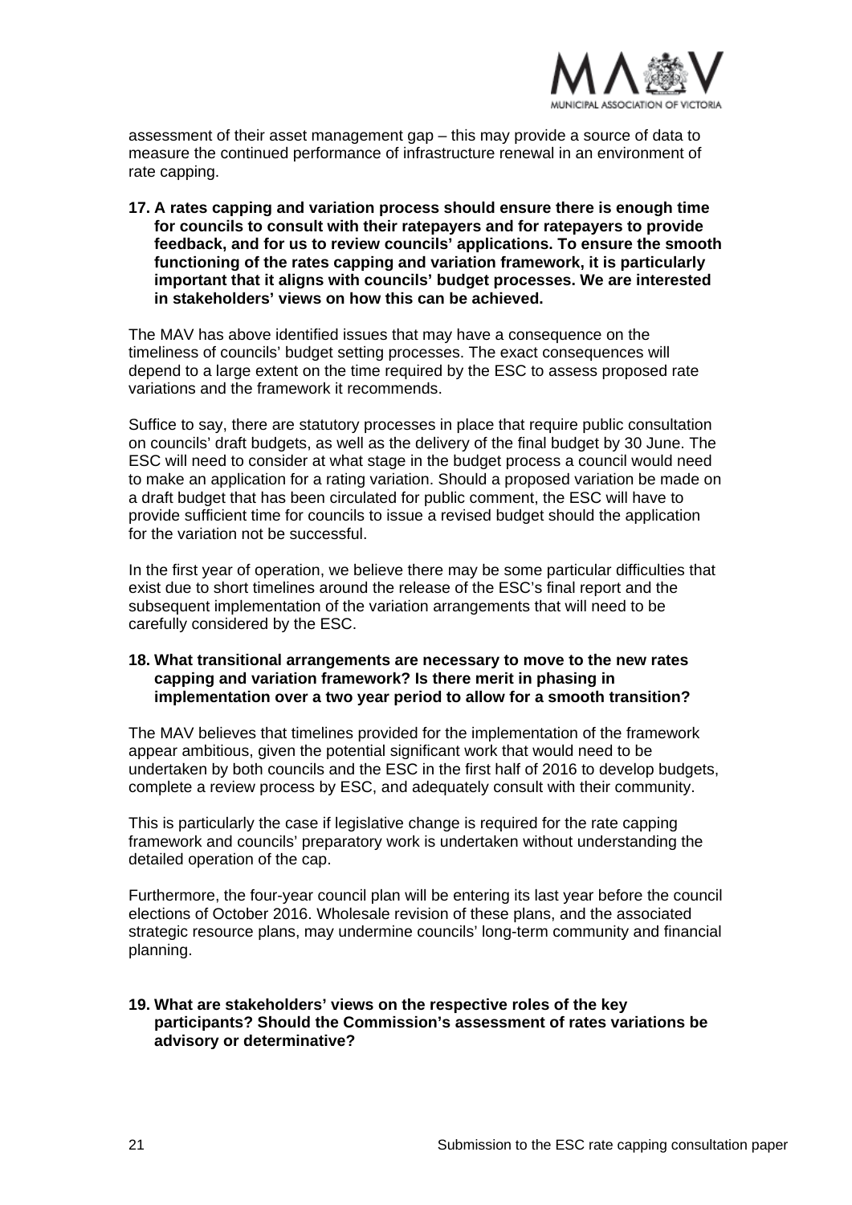assessment of their asset management gap – this may provide a source of data to measure the continued performance of infrastructure renewal in an environment of rate capping.

**17. A rates capping and variation process should ensure there is enough time for councils to consult with their ratepayers and for ratepayers to provide feedback, and for us to review councils' applications. To ensure the smooth functioning of the rates capping and variation framework, it is particularly important that it aligns with councils' budget processes. We are interested in stakeholders' views on how this can be achieved.**

The MAV has above identified issues that may have a consequence on the timeliness of councils' budget setting processes. The exact consequences will depend to a large extent on the time required by the ESC to assess proposed rate variations and the framework it recommends.

Suffice to say, there are statutory processes in place that require public consultation on councils' draft budgets, as well as the delivery of the final budget by 30 June. The ESC will need to consider at what stage in the budget process a council would need to make an application for a rating variation. Should a proposed variation be made on a draft budget that has been circulated for public comment, the ESC will have to provide sufficient time for councils to issue a revised budget should the application for the variation not be successful.

In the first year of operation, we believe there may be some particular difficulties that exist due to short timelines around the release of the ESC's final report and the subsequent implementation of the variation arrangements that will need to be carefully considered by the ESC.

**18. What transitional arrangements are necessary to move to the new rates capping and variation framework? Is there merit in phasing in implementation over a two year period to allow for a smooth transition?**

The MAV believes that timelines provided for the implementation of the framework appear ambitious, given the potential significant work that would need to be undertaken by both councils and the ESC in the first half of 2016 to develop budgets, complete a review process by ESC, and adequately consult with their community.

This is particularly the case if legislative change is required for the rate capping framework and councils' preparatory work is undertaken without understanding the detailed operation of the cap.

Furthermore, the four-year council plan will be entering its last year before the council elections of October 2016. Wholesale revision of these plans, and the associated strategic resource plans, may undermine councils' long-term community and financial planning.

**19. What are stakeholders' views on the respective roles of the key participants? Should the Commission's assessment of rates variations be advisory or determinative?**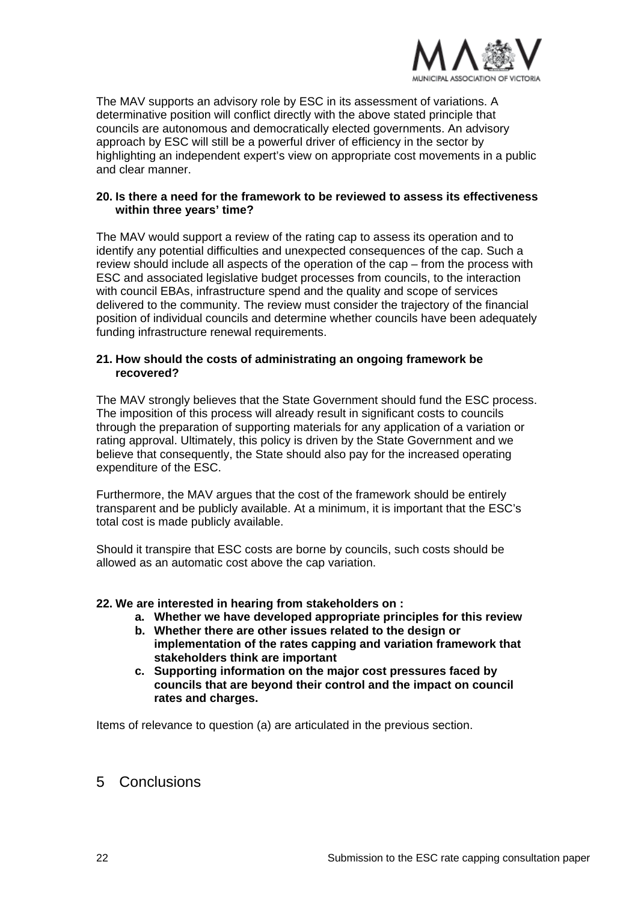The MAV supports an advisory role by ESC in its assessment of variations. A determinative position will conflict directly with the above stated principle that councils are autonomous and democratically elected governments. An advisory approach by ESC will still be a powerful driver of efficiency in the sector by highlighting an independent expert's view on appropriate cost movements in a public and clear manner.

**20. Is there a need for the framework to be reviewed to assess its effectiveness within three years' time?**

The MAV would support a review of the rating cap to assess its operation and to identify any potential difficulties and unexpected consequences of the cap. Such a review should include all aspects of the operation of the cap – from the process with ESC and associated legislative budget processes from councils, to the interaction with council EBAs, infrastructure spend and the quality and scope of services delivered to the community. The review must consider the trajectory of the financial position of individual councils and determine whether councils have been adequately funding infrastructure renewal requirements.

**21. How should the costs of administrating an ongoing framework be recovered?**

The MAV strongly believes that the State Government should fund the ESC process. The imposition of this process will already result in significant costs to councils through the preparation of supporting materials for any application of a variation or rating approval. Ultimately, this policy is driven by the State Government and we believe that consequently, the State should also pay for the increased operating expenditure of the ESC.

Furthermore, the MAV argues that the cost of the framework should be entirely transparent and be publicly available. At a minimum, it is important that the ESC's total cost is made publicly available.

Should it transpire that ESC costs are borne by councils, such costs should be allowed as an automatic cost above the cap variation.

**22. We are interested in hearing from stakeholders on :**

- **a. Whether we have developed appropriate principles for this review**
- **b. Whether there are other issues related to the design or implementation of the rates capping and variation framework that stakeholders think are important**
- **c. Supporting information on the major cost pressures faced by councils that are beyond their control and the impact on council rates and charges.**

Items of relevance to question (a) are articulated in the previous section.

# 5 Conclusions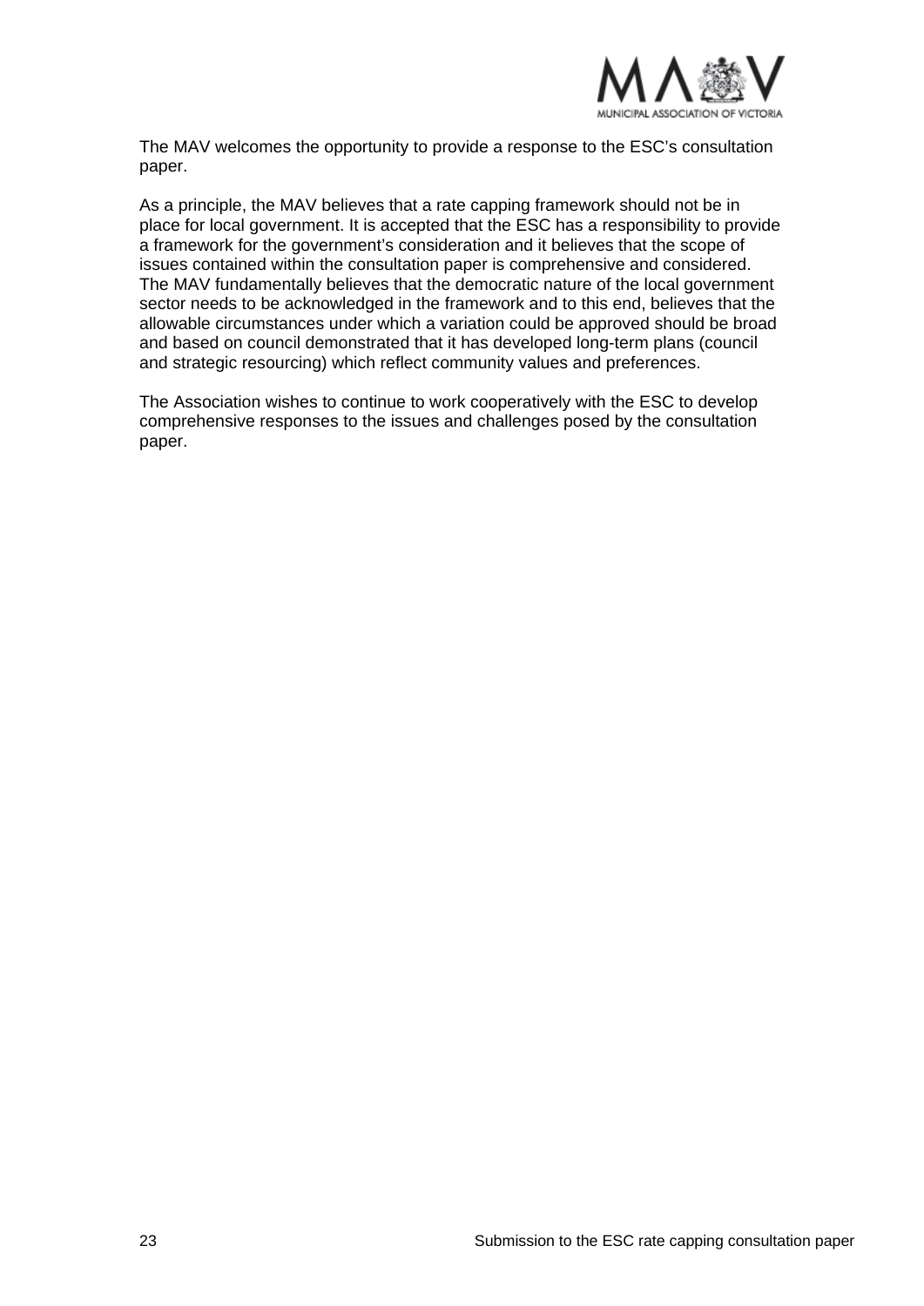The MAV welcomes the opportunity to provide a response to the ESC's consultation paper.

As a principle, the MAV believes that a rate capping framework should not be in place for local government. It is accepted that the ESC has a responsibility to provide a framework for the government's consideration and it believes that the scope of issues contained within the consultation paper is comprehensive and considered. The MAV fundamentally believes that the democratic nature of the local government sector needs to be acknowledged in the framework and to this end, believes that the allowable circumstances under which a variation could be approved should be broad and based on council demonstrated that it has developed long-term plans (council and strategic resourcing) which reflect community values and preferences.

The Association wishes to continue to work cooperatively with the ESC to develop comprehensive responses to the issues and challenges posed by the consultation paper.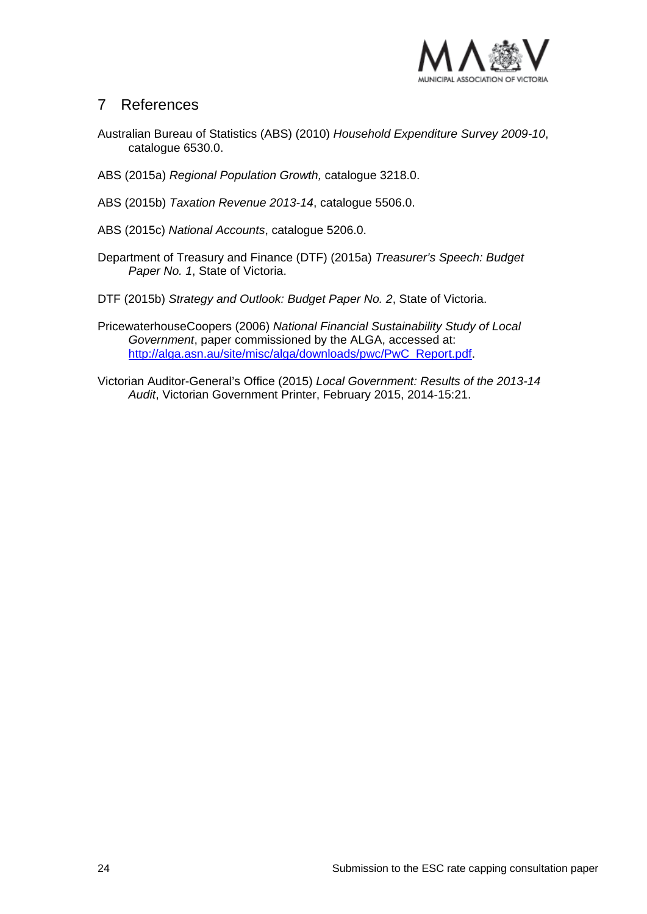## 7 References

Australian Bureau of Statistics (ABS) (2010) *Household Expenditure Survey 2009-10*, catalogue 6530.0.

ABS (2015a) *Regional Population Growth,* catalogue 3218.0.

ABS (2015b) *Taxation Revenue 2013-14*, catalogue 5506.0.

ABS (2015c) *National Accounts*, catalogue 5206.0.

Department of Treasury and Finance (DTF) (2015a) *Treasurer's Speech: Budget Paper No. 1*, State of Victoria.

DTF (2015b) *Strategy and Outlook: Budget Paper No. 2*, State of Victoria.

PricewaterhouseCoopers (2006) *National Financial Sustainability Study of Local Government*, paper commissioned by the ALGA, accessed at: [http://alga.asn.au/site/misc/alga/downloads/pwc/PwC_Report.pdf](http://alga.asn.au/site/misc/alga/downloads/pwc/PwC_Report.pdf).

Victorian Auditor-General's Office (2015) *Local Government: Results of the 2013-14 Audit*, Victorian Government Printer, February 2015, 2014-15:21.